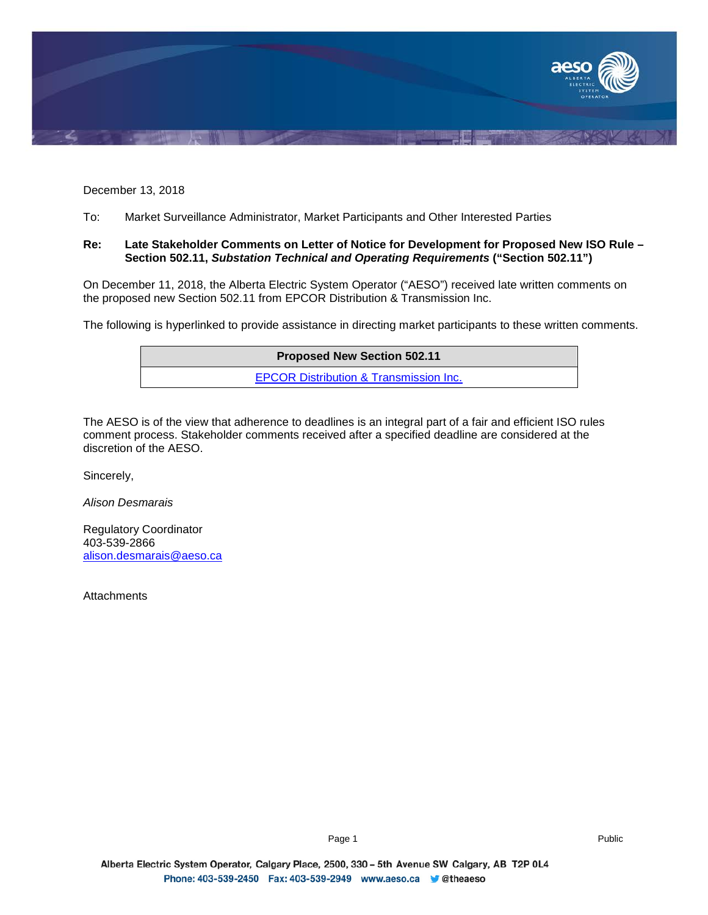December 13, 2018

To: Market Surveillance Administrator, Market Participants and Other Interested Parties

**Re: Late Stakeholder Comments on Letter of Notice for Development for Proposed New ISO Rule – Section 502.11, *Substation Technical and Operating Requirements* ("Section 502.11")**

On December 11, 2018, the Alberta Electric System Operator ("AESO") received late written comments on the proposed new Section 502.11 from EPCOR Distribution & Transmission Inc.

The following is hyperlinked to provide assistance in directing market participants to these written comments.

| Proposed New Section 502.11 |
|---|
| EPCOR Distribution & Transmission Inc. |

The AESO is of the view that adherence to deadlines is an integral part of a fair and efficient ISO rules comment process. Stakeholder comments received after a specified deadline are considered at the discretion of the AESO.

Sincerely,

*Alison Desmarais*

Regulatory Coordinator
403-539-2866
alison.desmarais@aeso.ca

Attachments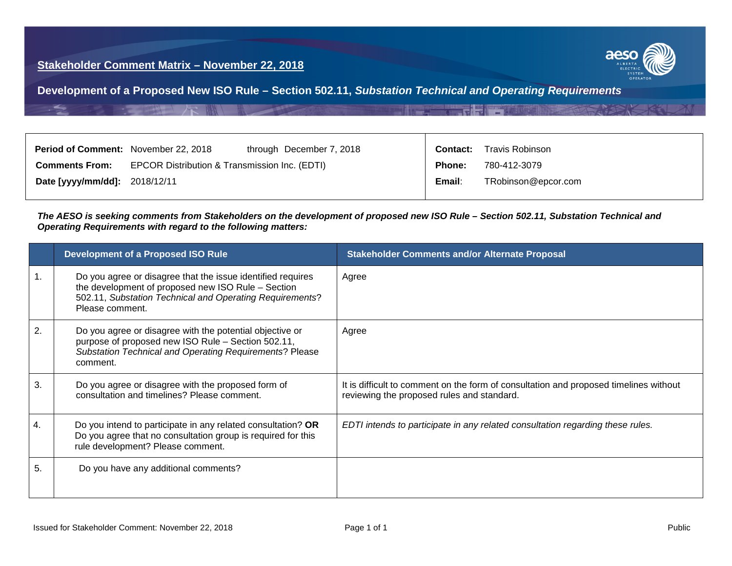## Stakeholder Comment Matrix – November 22, 2018

## Development of a Proposed New ISO Rule – Section 502.11, *Substation Technical and Operating Requirements*

| | | | |
|---|---|---|---|
| **Period of Comment:** | November 22, 2018 through December 7, 2018 | **Contact:** | Travis Robinson |
| **Comments From:** | EPCOR Distribution & Transmission Inc. (EDTI) | **Phone:** | 780-412-3079 |
| **Date [yyyy/mm/dd]:** | 2018/12/11 | **Email:** | TRobinson@epcor.com |

***The AESO is seeking comments from Stakeholders on the development of proposed new ISO Rule – Section 502.11, Substation Technical and Operating Requirements with regard to the following matters:***

| | Development of a Proposed ISO Rule | Stakeholder Comments and/or Alternate Proposal |
|---|---|---|
| 1. | Do you agree or disagree that the issue identified requires the development of proposed new ISO Rule – Section 502.11, *Substation Technical and Operating Requirements*? Please comment. | Agree |
| 2. | Do you agree or disagree with the potential objective or purpose of proposed new ISO Rule – Section 502.11, *Substation Technical and Operating Requirements*? Please comment. | Agree |
| 3. | Do you agree or disagree with the proposed form of consultation and timelines? Please comment. | It is difficult to comment on the form of consultation and proposed timelines without reviewing the proposed rules and standard. |
| 4. | Do you intend to participate in any related consultation? **OR** Do you agree that no consultation group is required for this rule development? Please comment. | *EDTI intends to participate in any related consultation regarding these rules.* |
| 5. | Do you have any additional comments? | |

Issued for Stakeholder Comment: November 22, 2018

Public